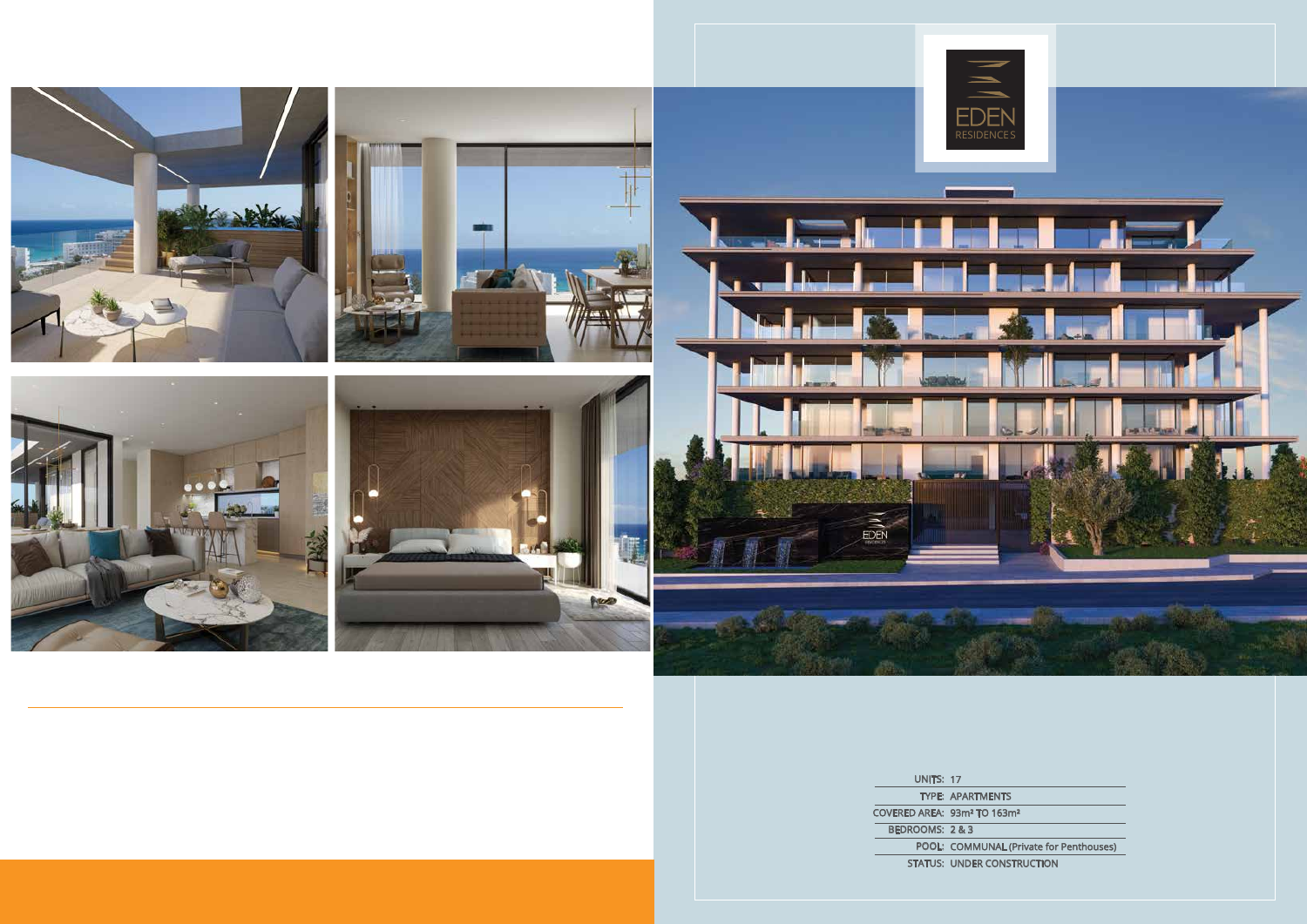EDEN RESIDENCES

| | |
|---|---|
| UNITS: | 17 |
| TYPE: | APARTMENTS |
| COVERED AREA: | 93m² TO 163m² |
| BEDROOMS: | 2 & 3 |
| POOL: | COMMUNAL (Private for Penthouses) |
| STATUS: | UNDER CONSTRUCTION |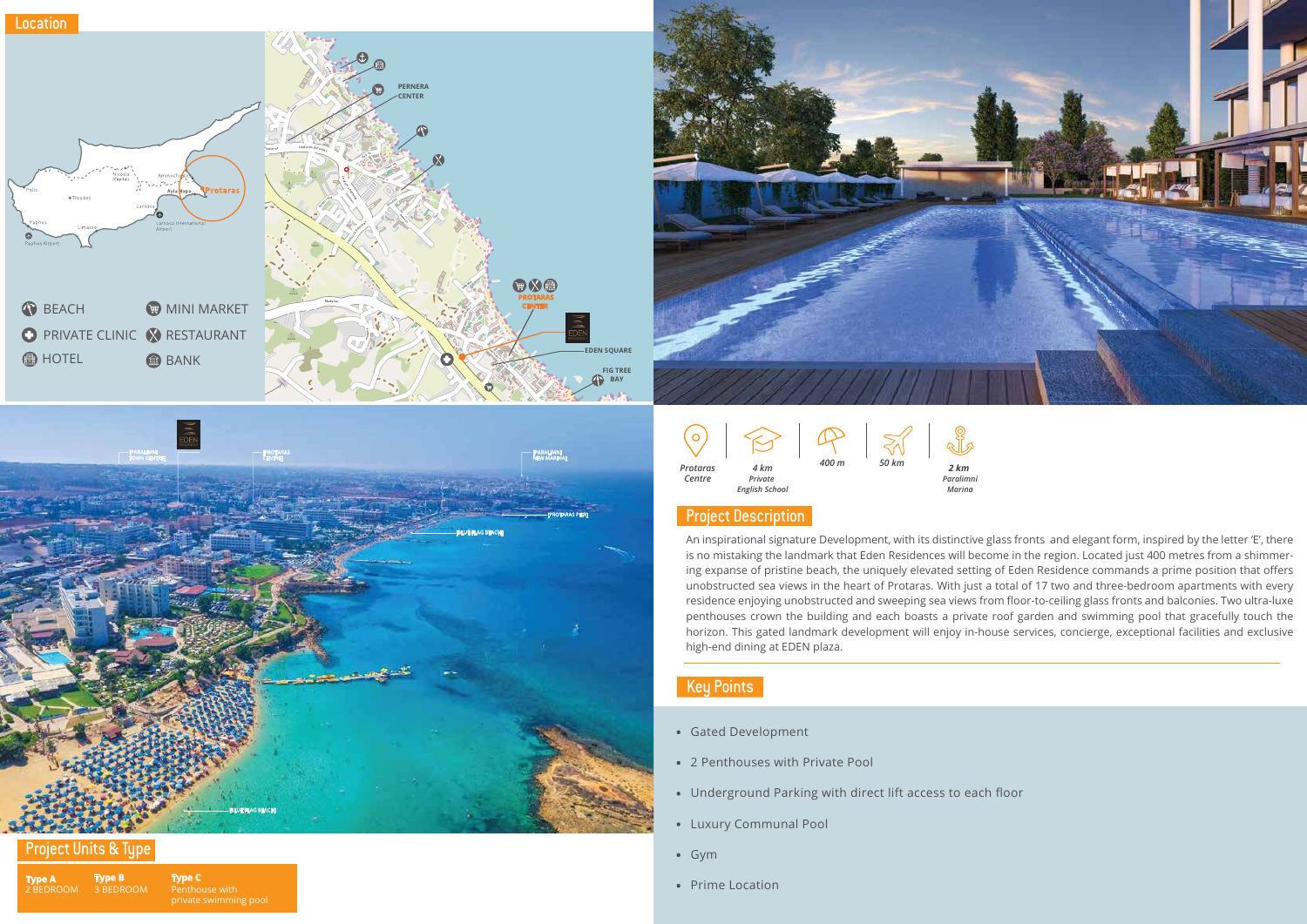## Location

BEACH
PRIVATE CLINIC
HOTEL
MINI MARKET
RESTAURANT
BANK

PERNERA CENTER
PROTARAS CENTER
EDEN SQUARE
FIG TREE BAY

Protaras Centre | 4 km Private English School | 400 m | 50 km | 2 km Paralimni Marina

## Project Description

An inspirational signature Development, with its distinctive glass fronts and elegant form, inspired by the letter 'E', there is no mistaking the landmark that Eden Residences will become in the region. Located just 400 metres from a shimmering expanse of pristine beach, the uniquely elevated setting of Eden Residence commands a prime position that offers unobstructed sea views in the heart of Protaras. With just a total of 17 two and three-bedroom apartments with every residence enjoying unobstructed and sweeping sea views from floor-to-ceiling glass fronts and balconies. Two ultra-luxe penthouses crown the building and each boasts a private roof garden and swimming pool that gracefully touch the horizon. This gated landmark development will enjoy in-house services, concierge, exceptional facilities and exclusive high-end dining at EDEN plaza.

## Key Points

- Gated Development
- 2 Penthouses with Private Pool
- Underground Parking with direct lift access to each floor
- Luxury Communal Pool
- Gym
- Prime Location

## Project Units & Type

| Type A | Type B | Type C |
|---|---|---|
| 2 BEDROOM | 3 BEDROOM | Penthouse with private swimming pool |